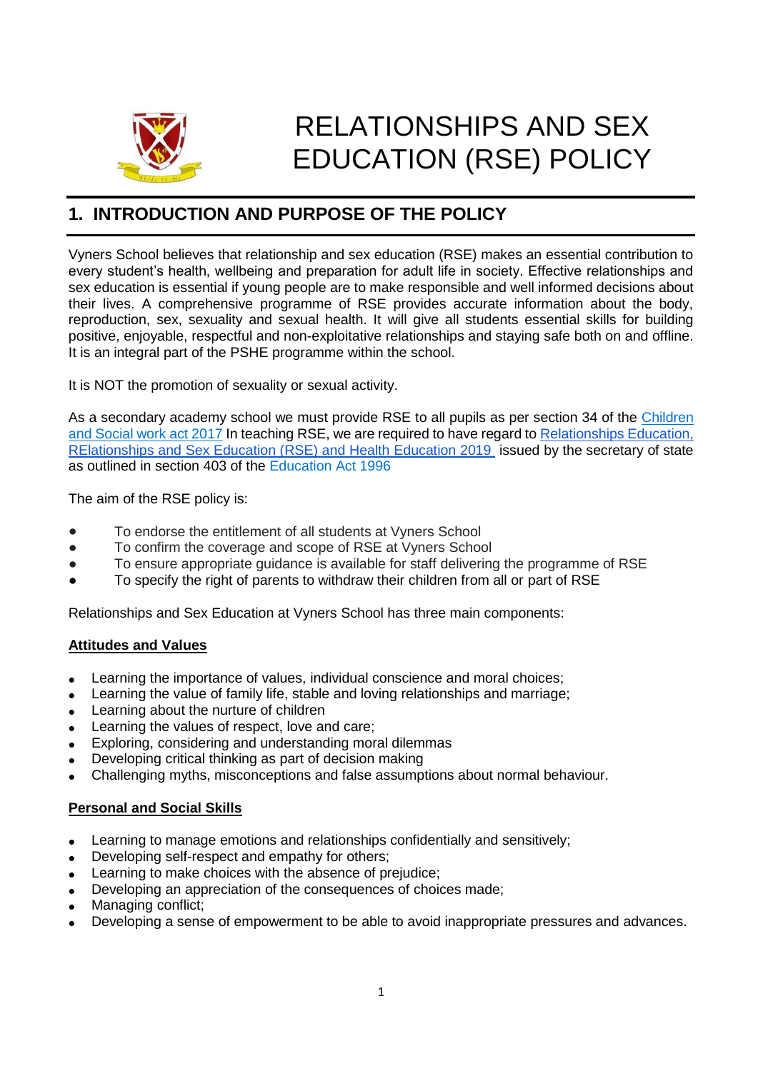# RELATIONSHIPS AND SEX EDUCATION (RSE) POLICY

## 1. INTRODUCTION AND PURPOSE OF THE POLICY

Vyners School believes that relationship and sex education (RSE) makes an essential contribution to every student's health, wellbeing and preparation for adult life in society. Effective relationships and sex education is essential if young people are to make responsible and well informed decisions about their lives. A comprehensive programme of RSE provides accurate information about the body, reproduction, sex, sexuality and sexual health. It will give all students essential skills for building positive, enjoyable, respectful and non-exploitative relationships and staying safe both on and offline. It is an integral part of the PSHE programme within the school.

It is NOT the promotion of sexuality or sexual activity.

As a secondary academy school we must provide RSE to all pupils as per section 34 of the [Children and Social work act 2017]() In teaching RSE, we are required to have regard to [Relationships Education, RElationships and Sex Education (RSE) and Health Education 2019 ]() issued by the secretary of state as outlined in section 403 of the Education Act 1996

The aim of the RSE policy is:

- To endorse the entitlement of all students at Vyners School
- To confirm the coverage and scope of RSE at Vyners School
- To ensure appropriate guidance is available for staff delivering the programme of RSE
- To specify the right of parents to withdraw their children from all or part of RSE

Relationships and Sex Education at Vyners School has three main components:

**Attitudes and Values**

- Learning the importance of values, individual conscience and moral choices;
- Learning the value of family life, stable and loving relationships and marriage;
- Learning about the nurture of children
- Learning the values of respect, love and care;
- Exploring, considering and understanding moral dilemmas
- Developing critical thinking as part of decision making
- Challenging myths, misconceptions and false assumptions about normal behaviour.

**Personal and Social Skills**

- Learning to manage emotions and relationships confidentially and sensitively;
- Developing self-respect and empathy for others;
- Learning to make choices with the absence of prejudice;
- Developing an appreciation of the consequences of choices made;
- Managing conflict;
- Developing a sense of empowerment to be able to avoid inappropriate pressures and advances.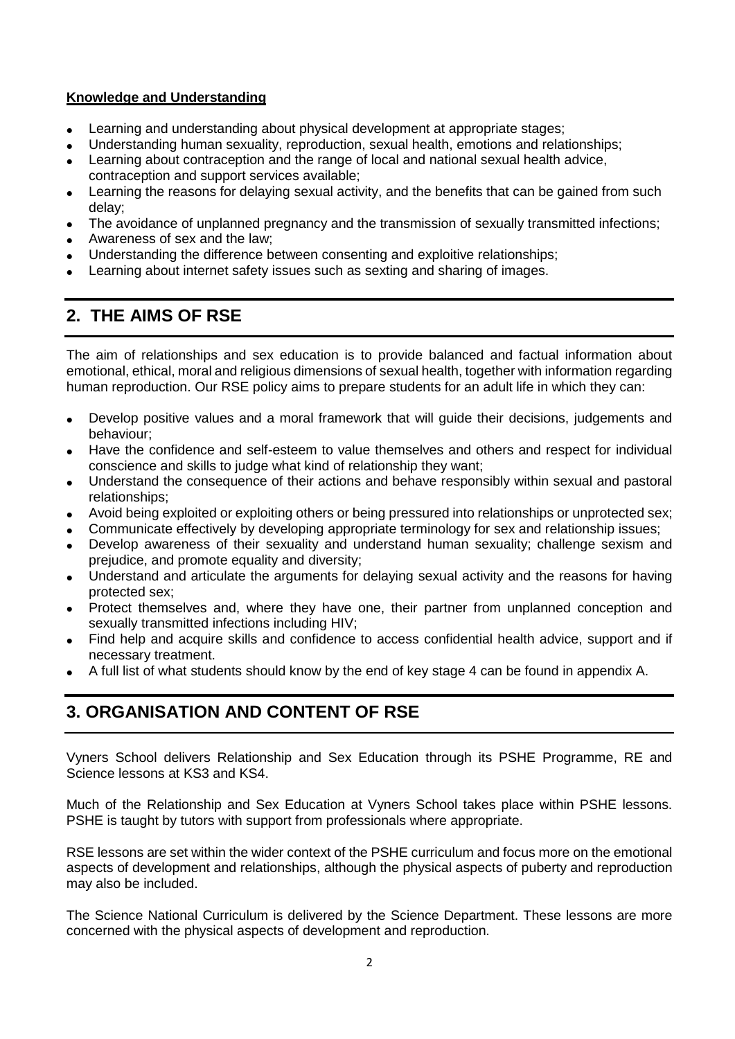**Knowledge and Understanding**

- Learning and understanding about physical development at appropriate stages;
- Understanding human sexuality, reproduction, sexual health, emotions and relationships;
- Learning about contraception and the range of local and national sexual health advice, contraception and support services available;
- Learning the reasons for delaying sexual activity, and the benefits that can be gained from such delay;
- The avoidance of unplanned pregnancy and the transmission of sexually transmitted infections;
- Awareness of sex and the law;
- Understanding the difference between consenting and exploitive relationships;
- Learning about internet safety issues such as sexting and sharing of images.

## 2. THE AIMS OF RSE

The aim of relationships and sex education is to provide balanced and factual information about emotional, ethical, moral and religious dimensions of sexual health, together with information regarding human reproduction. Our RSE policy aims to prepare students for an adult life in which they can:

- Develop positive values and a moral framework that will guide their decisions, judgements and behaviour;
- Have the confidence and self-esteem to value themselves and others and respect for individual conscience and skills to judge what kind of relationship they want;
- Understand the consequence of their actions and behave responsibly within sexual and pastoral relationships;
- Avoid being exploited or exploiting others or being pressured into relationships or unprotected sex;
- Communicate effectively by developing appropriate terminology for sex and relationship issues;
- Develop awareness of their sexuality and understand human sexuality; challenge sexism and prejudice, and promote equality and diversity;
- Understand and articulate the arguments for delaying sexual activity and the reasons for having protected sex;
- Protect themselves and, where they have one, their partner from unplanned conception and sexually transmitted infections including HIV;
- Find help and acquire skills and confidence to access confidential health advice, support and if necessary treatment.
- A full list of what students should know by the end of key stage 4 can be found in appendix A.

## 3. ORGANISATION AND CONTENT OF RSE

Vyners School delivers Relationship and Sex Education through its PSHE Programme, RE and Science lessons at KS3 and KS4.

Much of the Relationship and Sex Education at Vyners School takes place within PSHE lessons. PSHE is taught by tutors with support from professionals where appropriate.

RSE lessons are set within the wider context of the PSHE curriculum and focus more on the emotional aspects of development and relationships, although the physical aspects of puberty and reproduction may also be included.

The Science National Curriculum is delivered by the Science Department. These lessons are more concerned with the physical aspects of development and reproduction.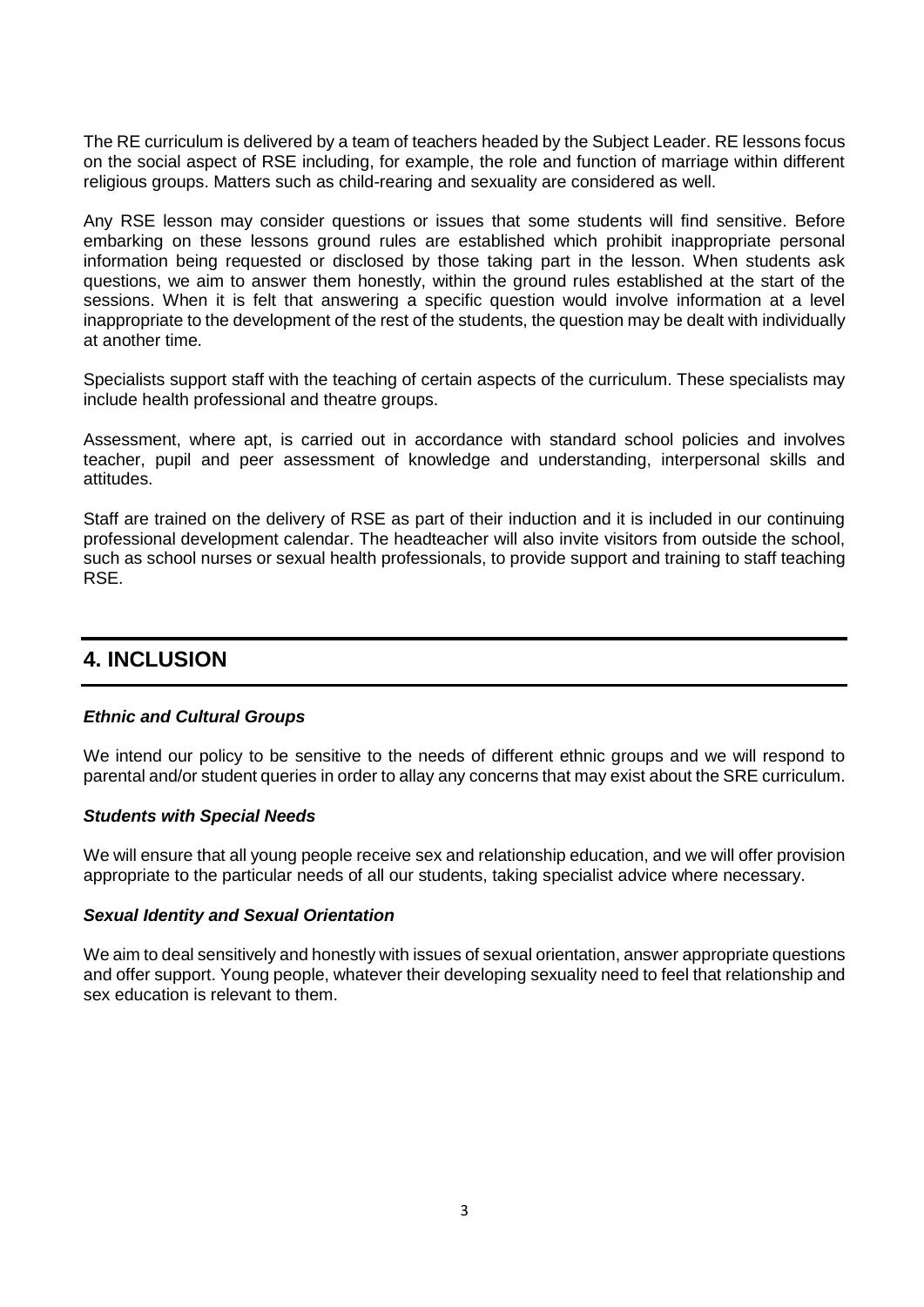The RE curriculum is delivered by a team of teachers headed by the Subject Leader. RE lessons focus on the social aspect of RSE including, for example, the role and function of marriage within different religious groups. Matters such as child-rearing and sexuality are considered as well.

Any RSE lesson may consider questions or issues that some students will find sensitive. Before embarking on these lessons ground rules are established which prohibit inappropriate personal information being requested or disclosed by those taking part in the lesson. When students ask questions, we aim to answer them honestly, within the ground rules established at the start of the sessions. When it is felt that answering a specific question would involve information at a level inappropriate to the development of the rest of the students, the question may be dealt with individually at another time.

Specialists support staff with the teaching of certain aspects of the curriculum. These specialists may include health professional and theatre groups.

Assessment, where apt, is carried out in accordance with standard school policies and involves teacher, pupil and peer assessment of knowledge and understanding, interpersonal skills and attitudes.

Staff are trained on the delivery of RSE as part of their induction and it is included in our continuing professional development calendar. The headteacher will also invite visitors from outside the school, such as school nurses or sexual health professionals, to provide support and training to staff teaching RSE.

## 4. INCLUSION

***Ethnic and Cultural Groups***

We intend our policy to be sensitive to the needs of different ethnic groups and we will respond to parental and/or student queries in order to allay any concerns that may exist about the SRE curriculum.

***Students with Special Needs***

We will ensure that all young people receive sex and relationship education, and we will offer provision appropriate to the particular needs of all our students, taking specialist advice where necessary.

***Sexual Identity and Sexual Orientation***

We aim to deal sensitively and honestly with issues of sexual orientation, answer appropriate questions and offer support. Young people, whatever their developing sexuality need to feel that relationship and sex education is relevant to them.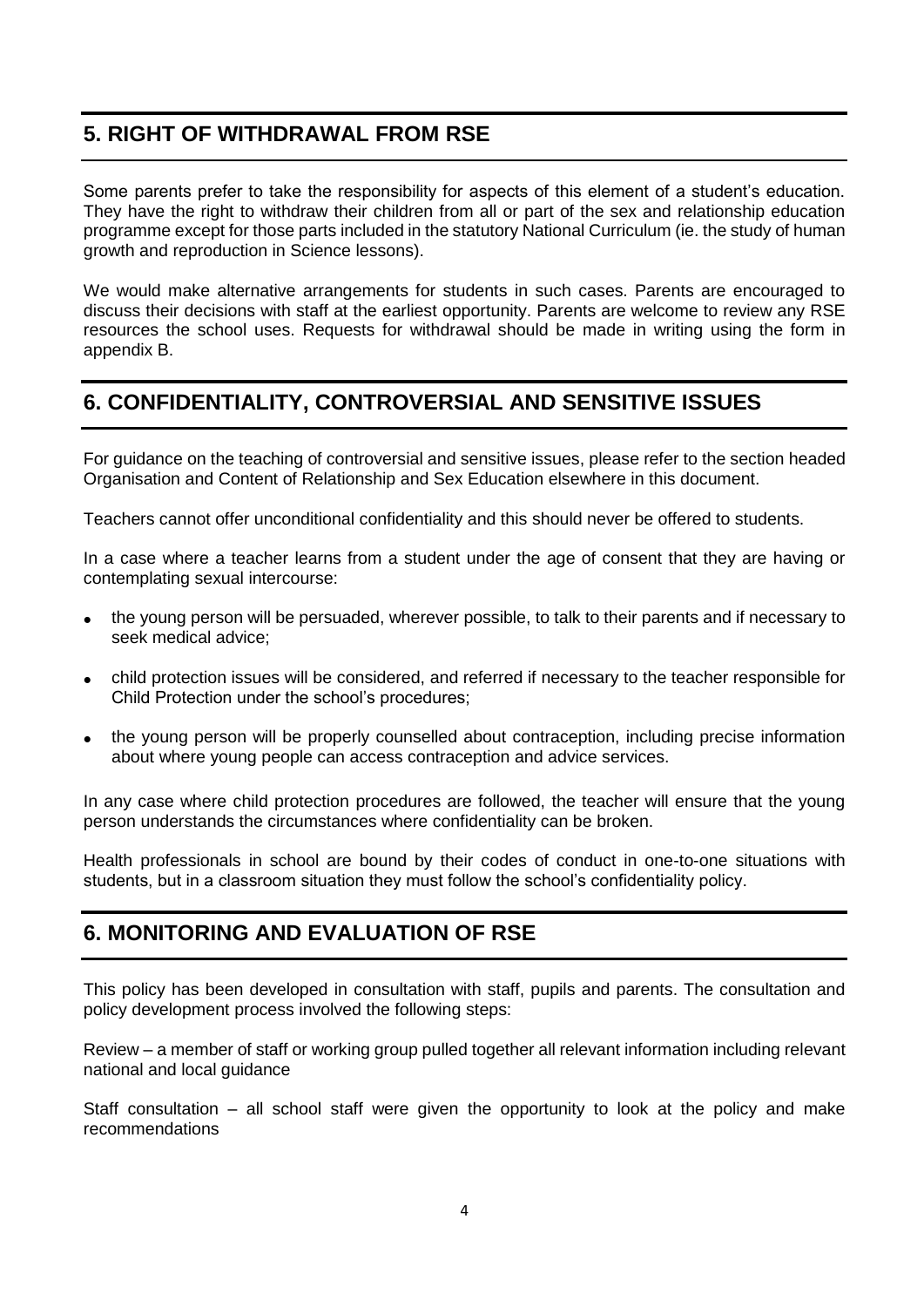## 5. RIGHT OF WITHDRAWAL FROM RSE

Some parents prefer to take the responsibility for aspects of this element of a student's education. They have the right to withdraw their children from all or part of the sex and relationship education programme except for those parts included in the statutory National Curriculum (ie. the study of human growth and reproduction in Science lessons).

We would make alternative arrangements for students in such cases. Parents are encouraged to discuss their decisions with staff at the earliest opportunity. Parents are welcome to review any RSE resources the school uses. Requests for withdrawal should be made in writing using the form in appendix B.

## 6. CONFIDENTIALITY, CONTROVERSIAL AND SENSITIVE ISSUES

For guidance on the teaching of controversial and sensitive issues, please refer to the section headed Organisation and Content of Relationship and Sex Education elsewhere in this document.

Teachers cannot offer unconditional confidentiality and this should never be offered to students.

In a case where a teacher learns from a student under the age of consent that they are having or contemplating sexual intercourse:

- the young person will be persuaded, wherever possible, to talk to their parents and if necessary to seek medical advice;
- child protection issues will be considered, and referred if necessary to the teacher responsible for Child Protection under the school's procedures;
- the young person will be properly counselled about contraception, including precise information about where young people can access contraception and advice services.

In any case where child protection procedures are followed, the teacher will ensure that the young person understands the circumstances where confidentiality can be broken.

Health professionals in school are bound by their codes of conduct in one-to-one situations with students, but in a classroom situation they must follow the school's confidentiality policy.

## 6. MONITORING AND EVALUATION OF RSE

This policy has been developed in consultation with staff, pupils and parents. The consultation and policy development process involved the following steps:

Review – a member of staff or working group pulled together all relevant information including relevant national and local guidance

Staff consultation – all school staff were given the opportunity to look at the policy and make recommendations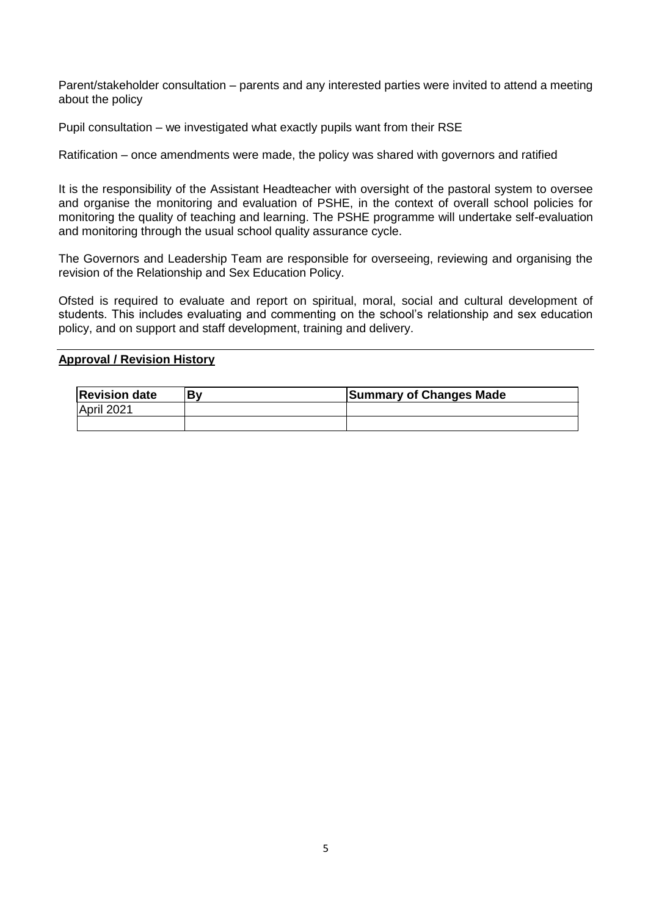Parent/stakeholder consultation – parents and any interested parties were invited to attend a meeting about the policy

Pupil consultation – we investigated what exactly pupils want from their RSE

Ratification – once amendments were made, the policy was shared with governors and ratified

It is the responsibility of the Assistant Headteacher with oversight of the pastoral system to oversee and organise the monitoring and evaluation of PSHE, in the context of overall school policies for monitoring the quality of teaching and learning. The PSHE programme will undertake self-evaluation and monitoring through the usual school quality assurance cycle.

The Governors and Leadership Team are responsible for overseeing, reviewing and organising the revision of the Relationship and Sex Education Policy.

Ofsted is required to evaluate and report on spiritual, moral, social and cultural development of students. This includes evaluating and commenting on the school's relationship and sex education policy, and on support and staff development, training and delivery.

**Approval / Revision History**

| Revision date | By | Summary of Changes Made |
|---|---|---|
| April 2021 | | |
| | | |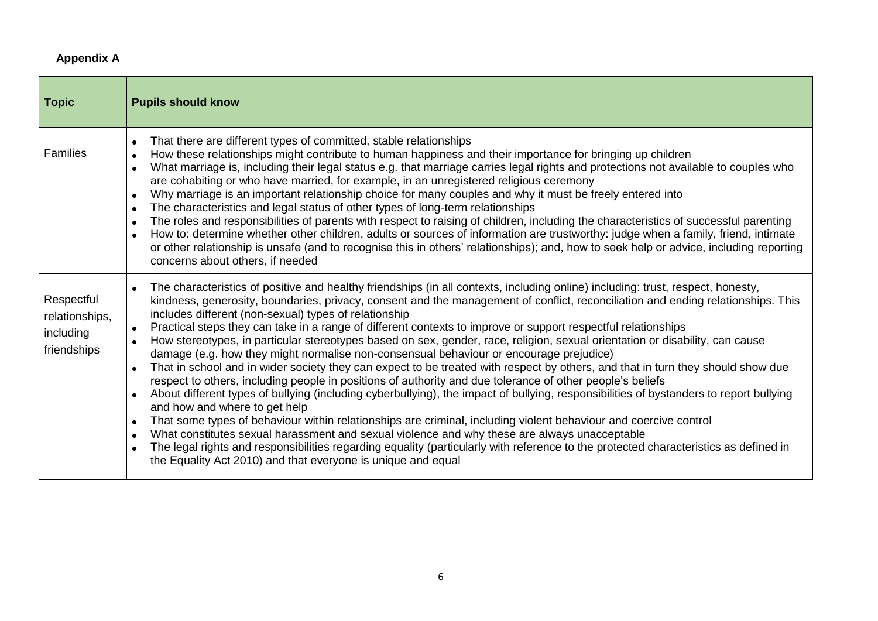**Appendix A**

| Topic | Pupils should know |
|---|---|
| Families | • That there are different types of committed, stable relationships<br>• How these relationships might contribute to human happiness and their importance for bringing up children<br>• What marriage is, including their legal status e.g. that marriage carries legal rights and protections not available to couples who are cohabiting or who have married, for example, in an unregistered religious ceremony<br>• Why marriage is an important relationship choice for many couples and why it must be freely entered into<br>• The characteristics and legal status of other types of long-term relationships<br>• The roles and responsibilities of parents with respect to raising of children, including the characteristics of successful parenting<br>• How to: determine whether other children, adults or sources of information are trustworthy: judge when a family, friend, intimate or other relationship is unsafe (and to recognise this in others' relationships); and, how to seek help or advice, including reporting concerns about others, if needed |
| Respectful relationships, including friendships | • The characteristics of positive and healthy friendships (in all contexts, including online) including: trust, respect, honesty, kindness, generosity, boundaries, privacy, consent and the management of conflict, reconciliation and ending relationships. This includes different (non-sexual) types of relationship<br>• Practical steps they can take in a range of different contexts to improve or support respectful relationships<br>• How stereotypes, in particular stereotypes based on sex, gender, race, religion, sexual orientation or disability, can cause damage (e.g. how they might normalise non-consensual behaviour or encourage prejudice)<br>• That in school and in wider society they can expect to be treated with respect by others, and that in turn they should show due respect to others, including people in positions of authority and due tolerance of other people's beliefs<br>• About different types of bullying (including cyberbullying), the impact of bullying, responsibilities of bystanders to report bullying and how and where to get help<br>• That some types of behaviour within relationships are criminal, including violent behaviour and coercive control<br>• What constitutes sexual harassment and sexual violence and why these are always unacceptable<br>• The legal rights and responsibilities regarding equality (particularly with reference to the protected characteristics as defined in the Equality Act 2010) and that everyone is unique and equal |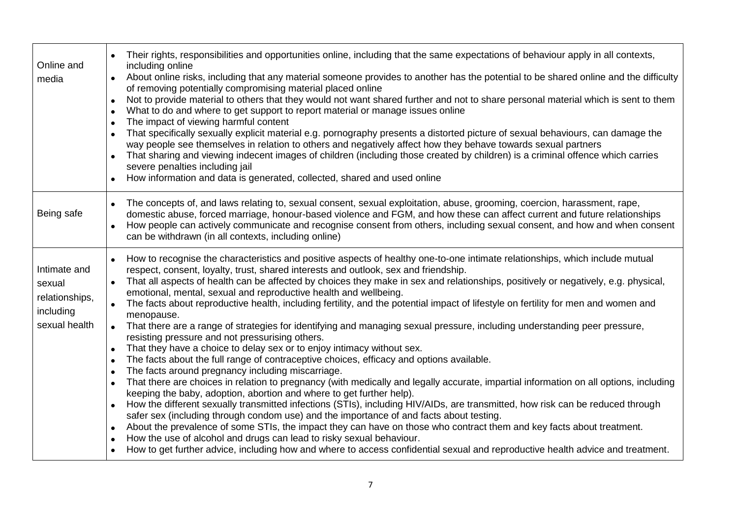| | |
|---|---|
| Online and media | • Their rights, responsibilities and opportunities online, including that the same expectations of behaviour apply in all contexts, including online<br>• About online risks, including that any material someone provides to another has the potential to be shared online and the difficulty of removing potentially compromising material placed online<br>• Not to provide material to others that they would not want shared further and not to share personal material which is sent to them<br>• What to do and where to get support to report material or manage issues online<br>• The impact of viewing harmful content<br>• That specifically sexually explicit material e.g. pornography presents a distorted picture of sexual behaviours, can damage the way people see themselves in relation to others and negatively affect how they behave towards sexual partners<br>• That sharing and viewing indecent images of children (including those created by children) is a criminal offence which carries severe penalties including jail<br>• How information and data is generated, collected, shared and used online |
| Being safe | • The concepts of, and laws relating to, sexual consent, sexual exploitation, abuse, grooming, coercion, harassment, rape, domestic abuse, forced marriage, honour-based violence and FGM, and how these can affect current and future relationships<br>• How people can actively communicate and recognise consent from others, including sexual consent, and how and when consent can be withdrawn (in all contexts, including online) |
| Intimate and sexual relationships, including sexual health | • How to recognise the characteristics and positive aspects of healthy one-to-one intimate relationships, which include mutual respect, consent, loyalty, trust, shared interests and outlook, sex and friendship.<br>• That all aspects of health can be affected by choices they make in sex and relationships, positively or negatively, e.g. physical, emotional, mental, sexual and reproductive health and wellbeing.<br>• The facts about reproductive health, including fertility, and the potential impact of lifestyle on fertility for men and women and menopause.<br>• That there are a range of strategies for identifying and managing sexual pressure, including understanding peer pressure, resisting pressure and not pressurising others.<br>• That they have a choice to delay sex or to enjoy intimacy without sex.<br>• The facts about the full range of contraceptive choices, efficacy and options available.<br>• The facts around pregnancy including miscarriage.<br>• That there are choices in relation to pregnancy (with medically and legally accurate, impartial information on all options, including keeping the baby, adoption, abortion and where to get further help).<br>• How the different sexually transmitted infections (STIs), including HIV/AIDs, are transmitted, how risk can be reduced through safer sex (including through condom use) and the importance of and facts about testing.<br>• About the prevalence of some STIs, the impact they can have on those who contract them and key facts about treatment.<br>• How the use of alcohol and drugs can lead to risky sexual behaviour.<br>• How to get further advice, including how and where to access confidential sexual and reproductive health advice and treatment. |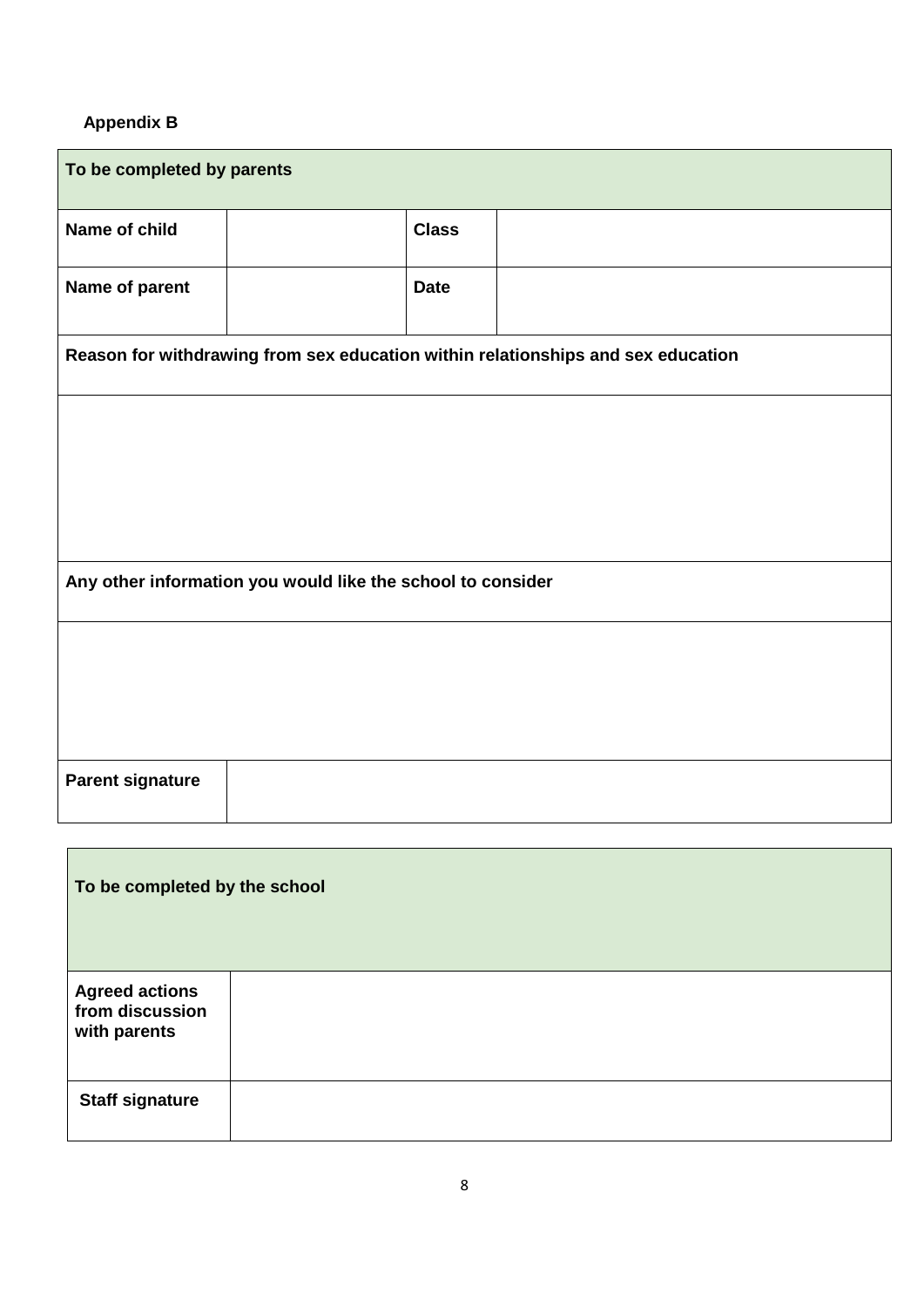**Appendix B**

| To be completed by parents | | | |
| --- | --- | --- | --- |
| Name of child | | Class | |
| Name of parent | | Date | |
| Reason for withdrawing from sex education within relationships and sex education | | | |
| | | | |
| Any other information you would like the school to consider | | | |
| | | | |
| Parent signature | | | |

| To be completed by the school | |
| --- | --- |
| Agreed actions from discussion with parents | |
| Staff signature | |